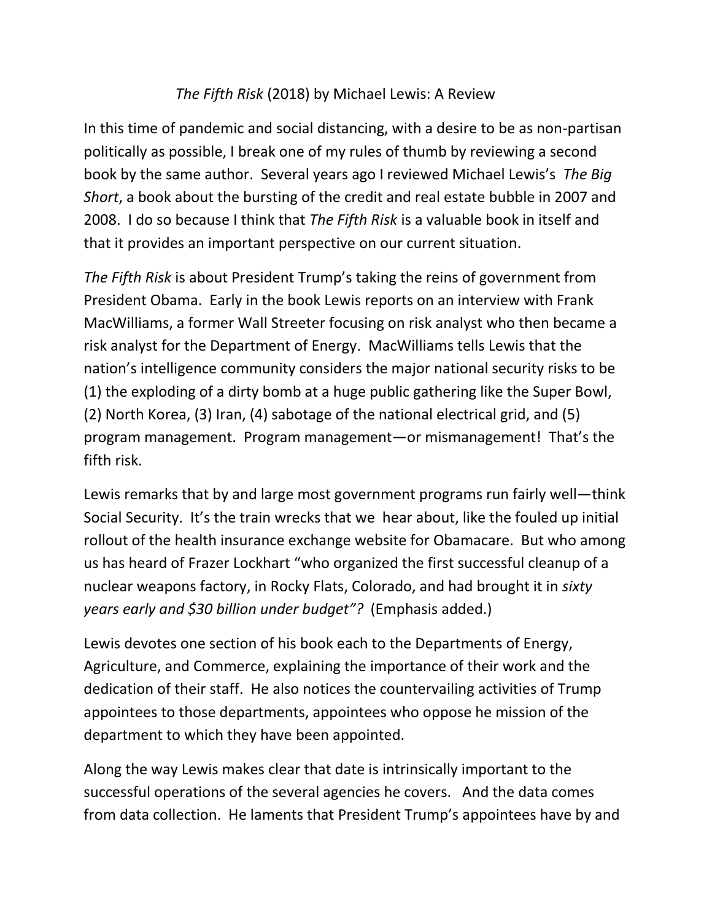# *The Fifth Risk* (2018) by Michael Lewis: A Review

In this time of pandemic and social distancing, with a desire to be as non-partisan politically as possible, I break one of my rules of thumb by reviewing a second book by the same author. Several years ago I reviewed Michael Lewis's *The Big Short*, a book about the bursting of the credit and real estate bubble in 2007 and 2008. I do so because I think that *The Fifth Risk* is a valuable book in itself and that it provides an important perspective on our current situation.

*The Fifth Risk* is about President Trump's taking the reins of government from President Obama. Early in the book Lewis reports on an interview with Frank MacWilliams, a former Wall Streeter focusing on risk analyst who then became a risk analyst for the Department of Energy. MacWilliams tells Lewis that the nation's intelligence community considers the major national security risks to be (1) the exploding of a dirty bomb at a huge public gathering like the Super Bowl, (2) North Korea, (3) Iran, (4) sabotage of the national electrical grid, and (5) program management. Program management—or mismanagement! That's the fifth risk.

Lewis remarks that by and large most government programs run fairly well—think Social Security. It's the train wrecks that we hear about, like the fouled up initial rollout of the health insurance exchange website for Obamacare. But who among us has heard of Frazer Lockhart "who organized the first successful cleanup of a nuclear weapons factory, in Rocky Flats, Colorado, and had brought it in *sixty years early and $30 billion under budget"?* (Emphasis added.)

Lewis devotes one section of his book each to the Departments of Energy, Agriculture, and Commerce, explaining the importance of their work and the dedication of their staff. He also notices the countervailing activities of Trump appointees to those departments, appointees who oppose he mission of the department to which they have been appointed.

Along the way Lewis makes clear that date is intrinsically important to the successful operations of the several agencies he covers. And the data comes from data collection. He laments that President Trump's appointees have by and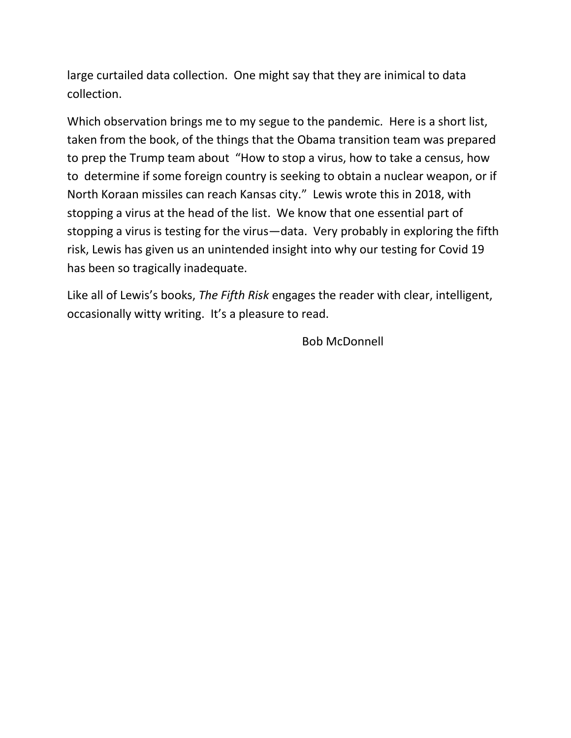large curtailed data collection. One might say that they are inimical to data collection.

Which observation brings me to my segue to the pandemic. Here is a short list, taken from the book, of the things that the Obama transition team was prepared to prep the Trump team about "How to stop a virus, how to take a census, how to determine if some foreign country is seeking to obtain a nuclear weapon, or if North Koraan missiles can reach Kansas city." Lewis wrote this in 2018, with stopping a virus at the head of the list. We know that one essential part of stopping a virus is testing for the virus—data. Very probably in exploring the fifth risk, Lewis has given us an unintended insight into why our testing for Covid 19 has been so tragically inadequate.

Like all of Lewis's books, *The Fifth Risk* engages the reader with clear, intelligent, occasionally witty writing. It's a pleasure to read.

Bob McDonnell